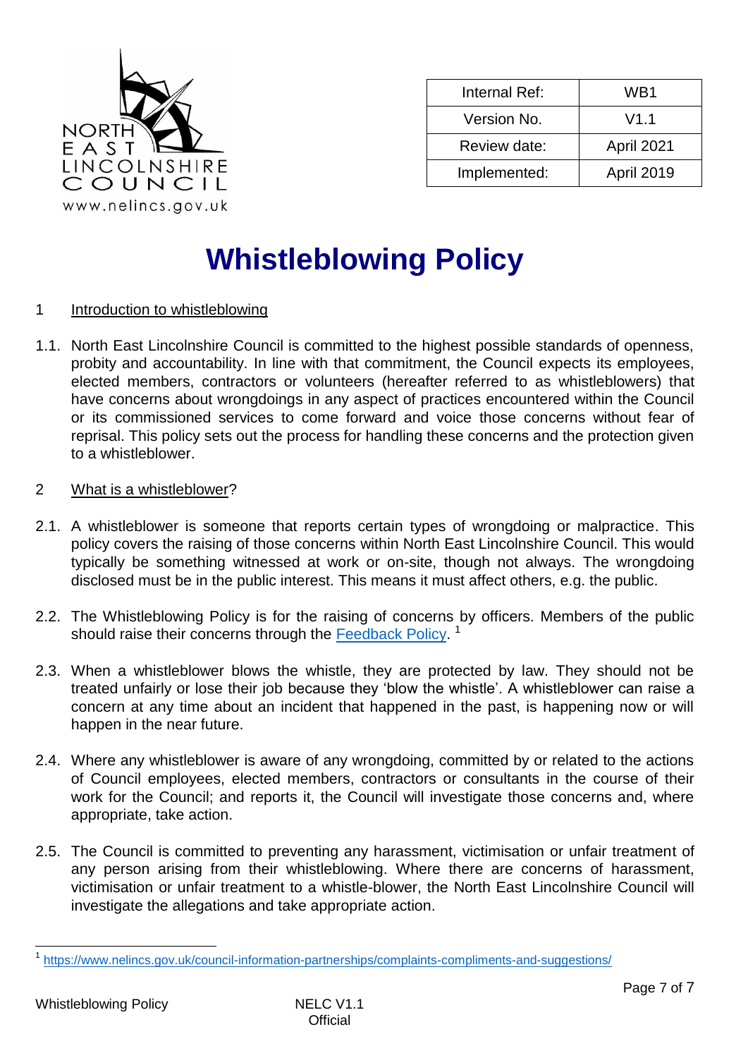NORTH EAST LINCOLNSHIRE COUNCIL
www.nelincs.gov.uk

| Internal Ref: | WB1 |
|---|---|
| Version No. | V1.1 |
| Review date: | April 2021 |
| Implemented: | April 2019 |

# Whistleblowing Policy

## 1 Introduction to whistleblowing

1.1. North East Lincolnshire Council is committed to the highest possible standards of openness, probity and accountability. In line with that commitment, the Council expects its employees, elected members, contractors or volunteers (hereafter referred to as whistleblowers) that have concerns about wrongdoings in any aspect of practices encountered within the Council or its commissioned services to come forward and voice those concerns without fear of reprisal. This policy sets out the process for handling these concerns and the protection given to a whistleblower.

## 2 What is a whistleblower?

2.1. A whistleblower is someone that reports certain types of wrongdoing or malpractice. This policy covers the raising of those concerns within North East Lincolnshire Council. This would typically be something witnessed at work or on-site, though not always. The wrongdoing disclosed must be in the public interest. This means it must affect others, e.g. the public.

2.2. The Whistleblowing Policy is for the raising of concerns by officers. Members of the public should raise their concerns through the [Feedback Policy](https://www.nelincs.gov.uk/council-information-partnerships/complaints-compliments-and-suggestions/).[1]

2.3. When a whistleblower blows the whistle, they are protected by law. They should not be treated unfairly or lose their job because they 'blow the whistle'. A whistleblower can raise a concern at any time about an incident that happened in the past, is happening now or will happen in the near future.

2.4. Where any whistleblower is aware of any wrongdoing, committed by or related to the actions of Council employees, elected members, contractors or consultants in the course of their work for the Council; and reports it, the Council will investigate those concerns and, where appropriate, take action.

2.5. The Council is committed to preventing any harassment, victimisation or unfair treatment of any person arising from their whistleblowing. Where there are concerns of harassment, victimisation or unfair treatment to a whistle-blower, the North East Lincolnshire Council will investigate the allegations and take appropriate action.

---

[1] https://www.nelincs.gov.uk/council-information-partnerships/complaints-compliments-and-suggestions/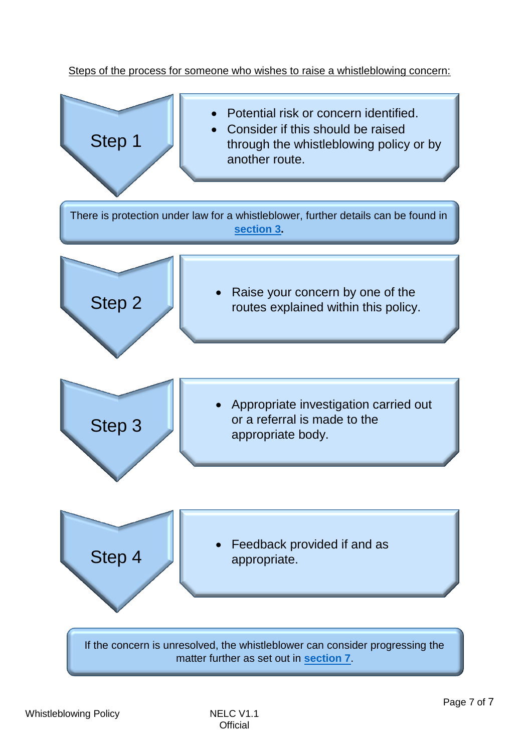Steps of the process for someone who wishes to raise a whistleblowing concern:

**Step 1**

- Potential risk or concern identified.
- Consider if this should be raised through the whistleblowing policy or by another route.

There is protection under law for a whistleblower, further details can be found in **section 3**.

**Step 2**

- Raise your concern by one of the routes explained within this policy.

**Step 3**

- Appropriate investigation carried out or a referral is made to the appropriate body.

**Step 4**

- Feedback provided if and as appropriate.

If the concern is unresolved, the whistleblower can consider progressing the matter further as set out in **section 7**.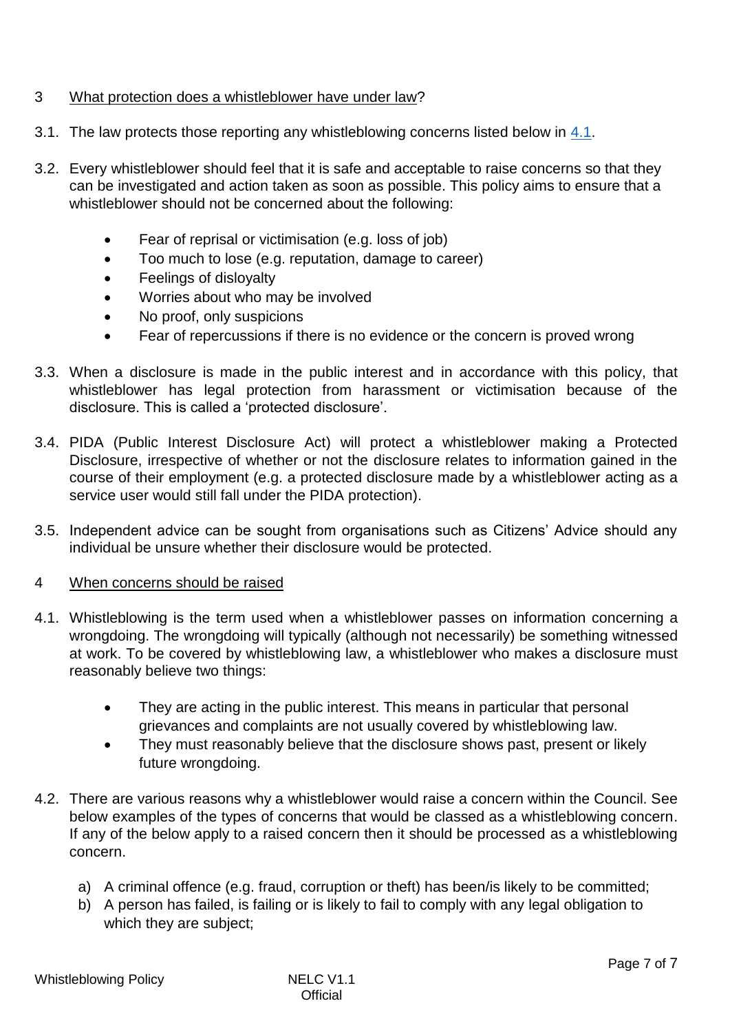## 3 What protection does a whistleblower have under law?

3.1. The law protects those reporting any whistleblowing concerns listed below in 4.1.

3.2. Every whistleblower should feel that it is safe and acceptable to raise concerns so that they can be investigated and action taken as soon as possible. This policy aims to ensure that a whistleblower should not be concerned about the following:

- Fear of reprisal or victimisation (e.g. loss of job)
- Too much to lose (e.g. reputation, damage to career)
- Feelings of disloyalty
- Worries about who may be involved
- No proof, only suspicions
- Fear of repercussions if there is no evidence or the concern is proved wrong

3.3. When a disclosure is made in the public interest and in accordance with this policy, that whistleblower has legal protection from harassment or victimisation because of the disclosure. This is called a 'protected disclosure'.

3.4. PIDA (Public Interest Disclosure Act) will protect a whistleblower making a Protected Disclosure, irrespective of whether or not the disclosure relates to information gained in the course of their employment (e.g. a protected disclosure made by a whistleblower acting as a service user would still fall under the PIDA protection).

3.5. Independent advice can be sought from organisations such as Citizens' Advice should any individual be unsure whether their disclosure would be protected.

## 4 When concerns should be raised

4.1. Whistleblowing is the term used when a whistleblower passes on information concerning a wrongdoing. The wrongdoing will typically (although not necessarily) be something witnessed at work. To be covered by whistleblowing law, a whistleblower who makes a disclosure must reasonably believe two things:

- They are acting in the public interest. This means in particular that personal grievances and complaints are not usually covered by whistleblowing law.
- They must reasonably believe that the disclosure shows past, present or likely future wrongdoing.

4.2. There are various reasons why a whistleblower would raise a concern within the Council. See below examples of the types of concerns that would be classed as a whistleblowing concern. If any of the below apply to a raised concern then it should be processed as a whistleblowing concern.

a) A criminal offence (e.g. fraud, corruption or theft) has been/is likely to be committed;
b) A person has failed, is failing or is likely to fail to comply with any legal obligation to which they are subject;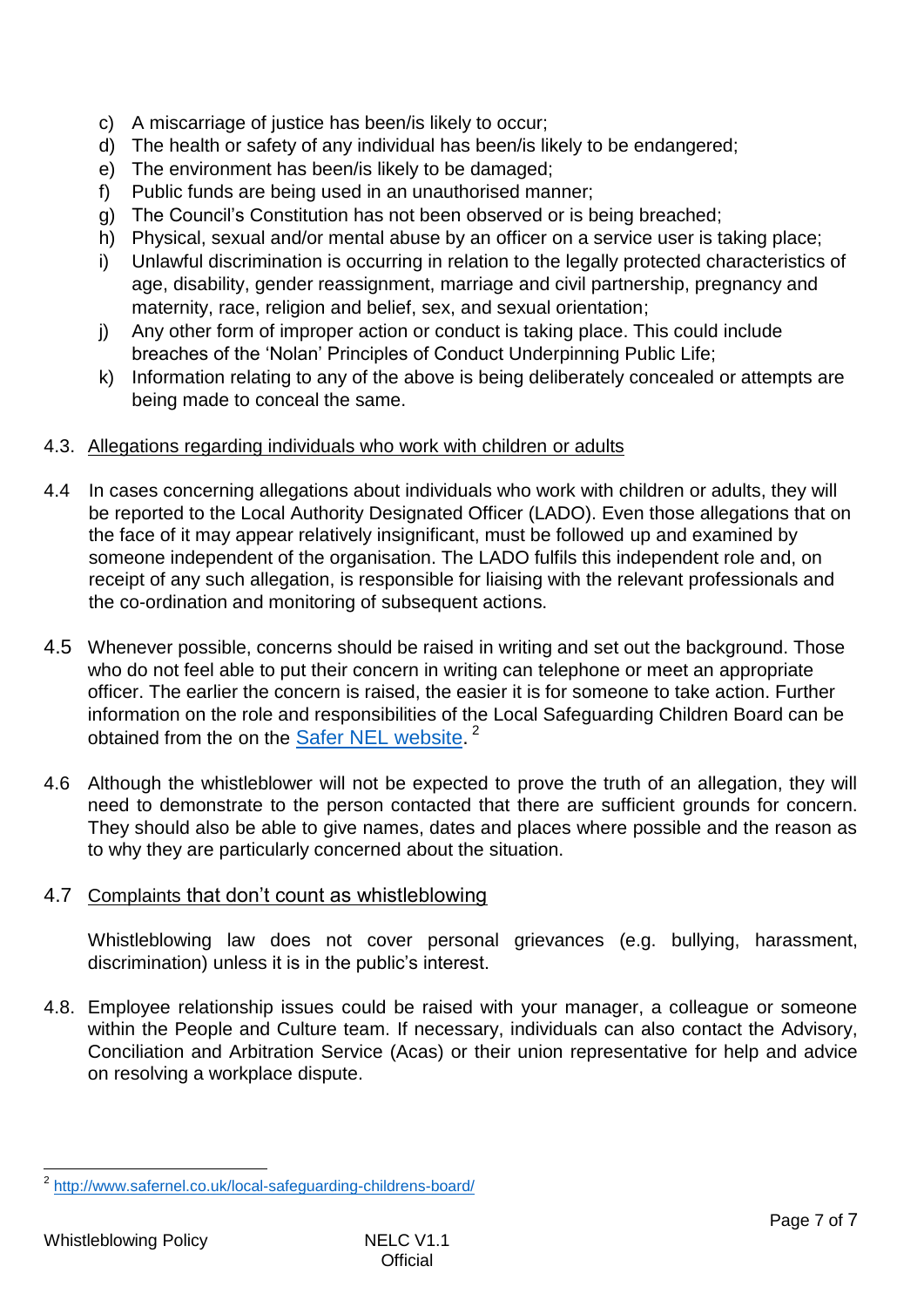c) A miscarriage of justice has been/is likely to occur;
d) The health or safety of any individual has been/is likely to be endangered;
e) The environment has been/is likely to be damaged;
f) Public funds are being used in an unauthorised manner;
g) The Council's Constitution has not been observed or is being breached;
h) Physical, sexual and/or mental abuse by an officer on a service user is taking place;
i) Unlawful discrimination is occurring in relation to the legally protected characteristics of age, disability, gender reassignment, marriage and civil partnership, pregnancy and maternity, race, religion and belief, sex, and sexual orientation;
j) Any other form of improper action or conduct is taking place. This could include breaches of the 'Nolan' Principles of Conduct Underpinning Public Life;
k) Information relating to any of the above is being deliberately concealed or attempts are being made to conceal the same.

4.3. Allegations regarding individuals who work with children or adults

4.4 In cases concerning allegations about individuals who work with children or adults, they will be reported to the Local Authority Designated Officer (LADO). Even those allegations that on the face of it may appear relatively insignificant, must be followed up and examined by someone independent of the organisation. The LADO fulfils this independent role and, on receipt of any such allegation, is responsible for liaising with the relevant professionals and the co-ordination and monitoring of subsequent actions.

4.5 Whenever possible, concerns should be raised in writing and set out the background. Those who do not feel able to put their concern in writing can telephone or meet an appropriate officer. The earlier the concern is raised, the easier it is for someone to take action. Further information on the role and responsibilities of the Local Safeguarding Children Board can be obtained from the on the [Safer NEL website](http://www.safernel.co.uk/local-safeguarding-childrens-board/).[2]

4.6 Although the whistleblower will not be expected to prove the truth of an allegation, they will need to demonstrate to the person contacted that there are sufficient grounds for concern. They should also be able to give names, dates and places where possible and the reason as to why they are particularly concerned about the situation.

4.7 Complaints that don't count as whistleblowing

Whistleblowing law does not cover personal grievances (e.g. bullying, harassment, discrimination) unless it is in the public's interest.

4.8. Employee relationship issues could be raised with your manager, a colleague or someone within the People and Culture team. If necessary, individuals can also contact the Advisory, Conciliation and Arbitration Service (Acas) or their union representative for help and advice on resolving a workplace dispute.

[2] http://www.safernel.co.uk/local-safeguarding-childrens-board/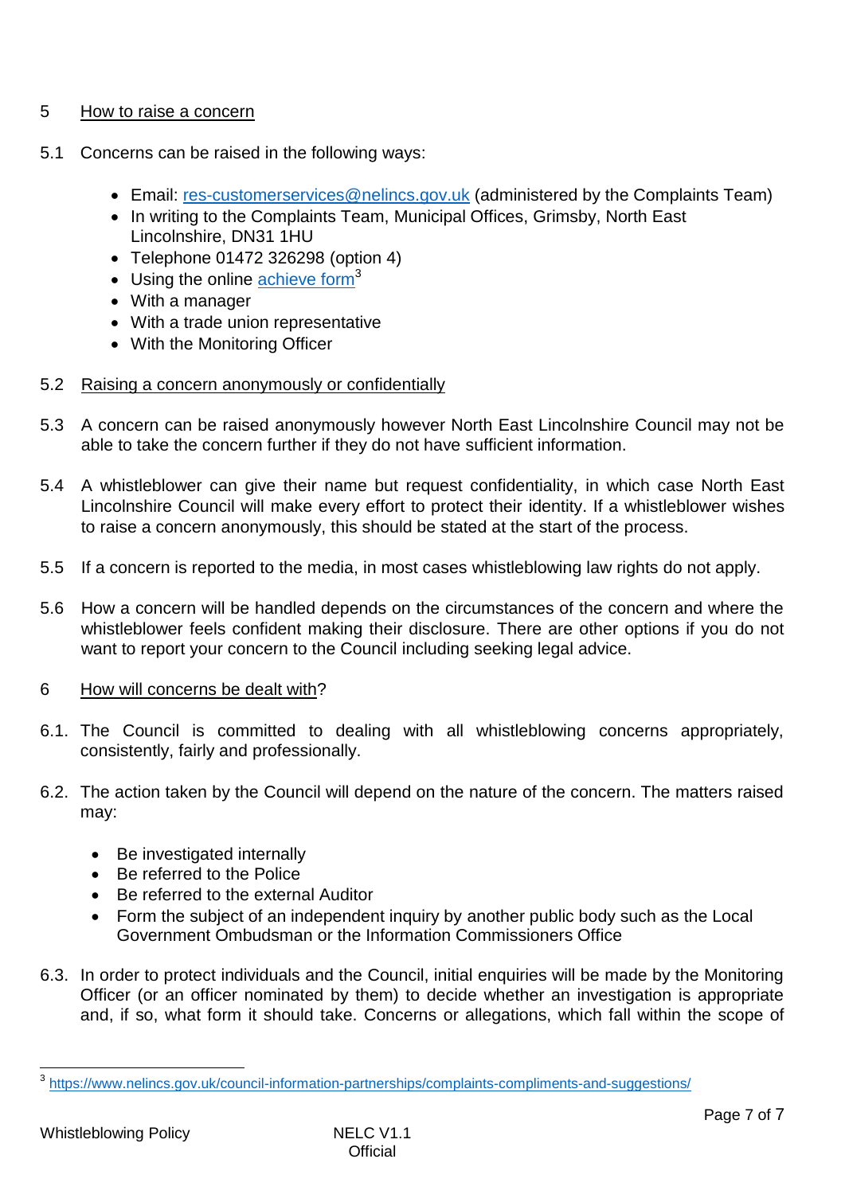## 5 How to raise a concern

5.1 Concerns can be raised in the following ways:

- Email: res-customerservices@nelincs.gov.uk (administered by the Complaints Team)
- In writing to the Complaints Team, Municipal Offices, Grimsby, North East Lincolnshire, DN31 1HU
- Telephone 01472 326298 (option 4)
- Using the online achieve form[3]
- With a manager
- With a trade union representative
- With the Monitoring Officer

5.2 Raising a concern anonymously or confidentially

5.3 A concern can be raised anonymously however North East Lincolnshire Council may not be able to take the concern further if they do not have sufficient information.

5.4 A whistleblower can give their name but request confidentiality, in which case North East Lincolnshire Council will make every effort to protect their identity. If a whistleblower wishes to raise a concern anonymously, this should be stated at the start of the process.

5.5 If a concern is reported to the media, in most cases whistleblowing law rights do not apply.

5.6 How a concern will be handled depends on the circumstances of the concern and where the whistleblower feels confident making their disclosure. There are other options if you do not want to report your concern to the Council including seeking legal advice.

## 6 How will concerns be dealt with?

6.1. The Council is committed to dealing with all whistleblowing concerns appropriately, consistently, fairly and professionally.

6.2. The action taken by the Council will depend on the nature of the concern. The matters raised may:

- Be investigated internally
- Be referred to the Police
- Be referred to the external Auditor
- Form the subject of an independent inquiry by another public body such as the Local Government Ombudsman or the Information Commissioners Office

6.3. In order to protect individuals and the Council, initial enquiries will be made by the Monitoring Officer (or an officer nominated by them) to decide whether an investigation is appropriate and, if so, what form it should take. Concerns or allegations, which fall within the scope of

---

[3] https://www.nelincs.gov.uk/council-information-partnerships/complaints-compliments-and-suggestions/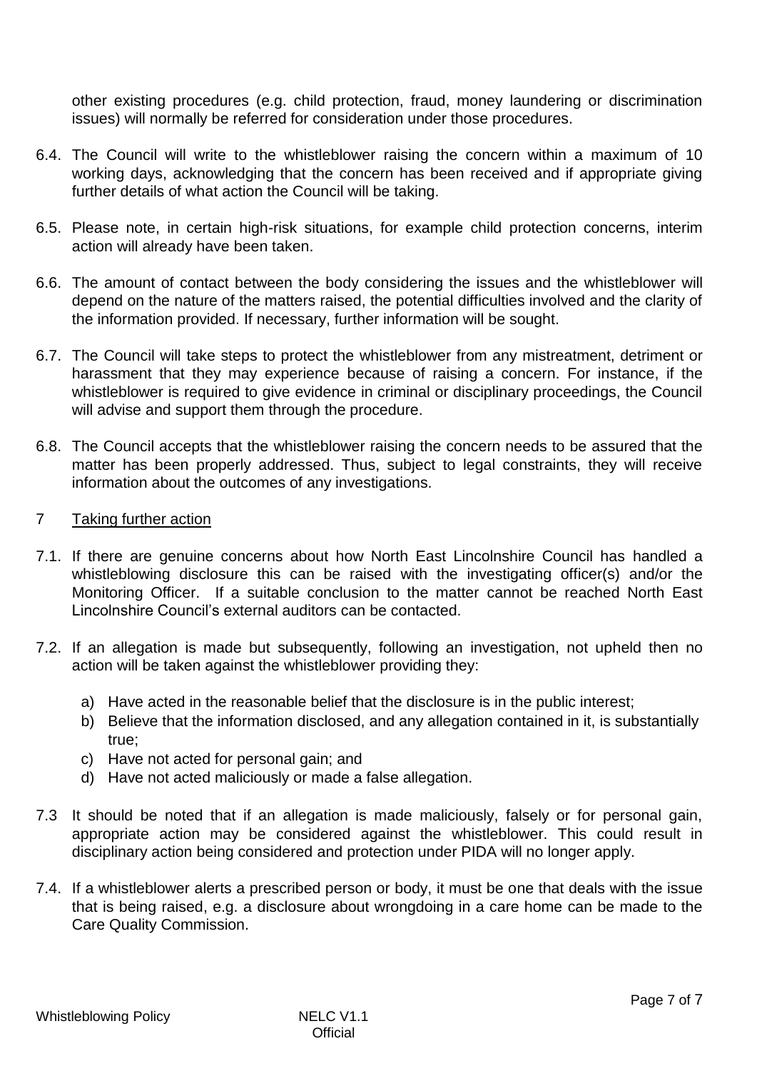other existing procedures (e.g. child protection, fraud, money laundering or discrimination issues) will normally be referred for consideration under those procedures.

6.4. The Council will write to the whistleblower raising the concern within a maximum of 10 working days, acknowledging that the concern has been received and if appropriate giving further details of what action the Council will be taking.

6.5. Please note, in certain high-risk situations, for example child protection concerns, interim action will already have been taken.

6.6. The amount of contact between the body considering the issues and the whistleblower will depend on the nature of the matters raised, the potential difficulties involved and the clarity of the information provided. If necessary, further information will be sought.

6.7. The Council will take steps to protect the whistleblower from any mistreatment, detriment or harassment that they may experience because of raising a concern. For instance, if the whistleblower is required to give evidence in criminal or disciplinary proceedings, the Council will advise and support them through the procedure.

6.8. The Council accepts that the whistleblower raising the concern needs to be assured that the matter has been properly addressed. Thus, subject to legal constraints, they will receive information about the outcomes of any investigations.

## 7 Taking further action

7.1. If there are genuine concerns about how North East Lincolnshire Council has handled a whistleblowing disclosure this can be raised with the investigating officer(s) and/or the Monitoring Officer. If a suitable conclusion to the matter cannot be reached North East Lincolnshire Council's external auditors can be contacted.

7.2. If an allegation is made but subsequently, following an investigation, not upheld then no action will be taken against the whistleblower providing they:

a) Have acted in the reasonable belief that the disclosure is in the public interest;
b) Believe that the information disclosed, and any allegation contained in it, is substantially true;
c) Have not acted for personal gain; and
d) Have not acted maliciously or made a false allegation.

7.3 It should be noted that if an allegation is made maliciously, falsely or for personal gain, appropriate action may be considered against the whistleblower. This could result in disciplinary action being considered and protection under PIDA will no longer apply.

7.4. If a whistleblower alerts a prescribed person or body, it must be one that deals with the issue that is being raised, e.g. a disclosure about wrongdoing in a care home can be made to the Care Quality Commission.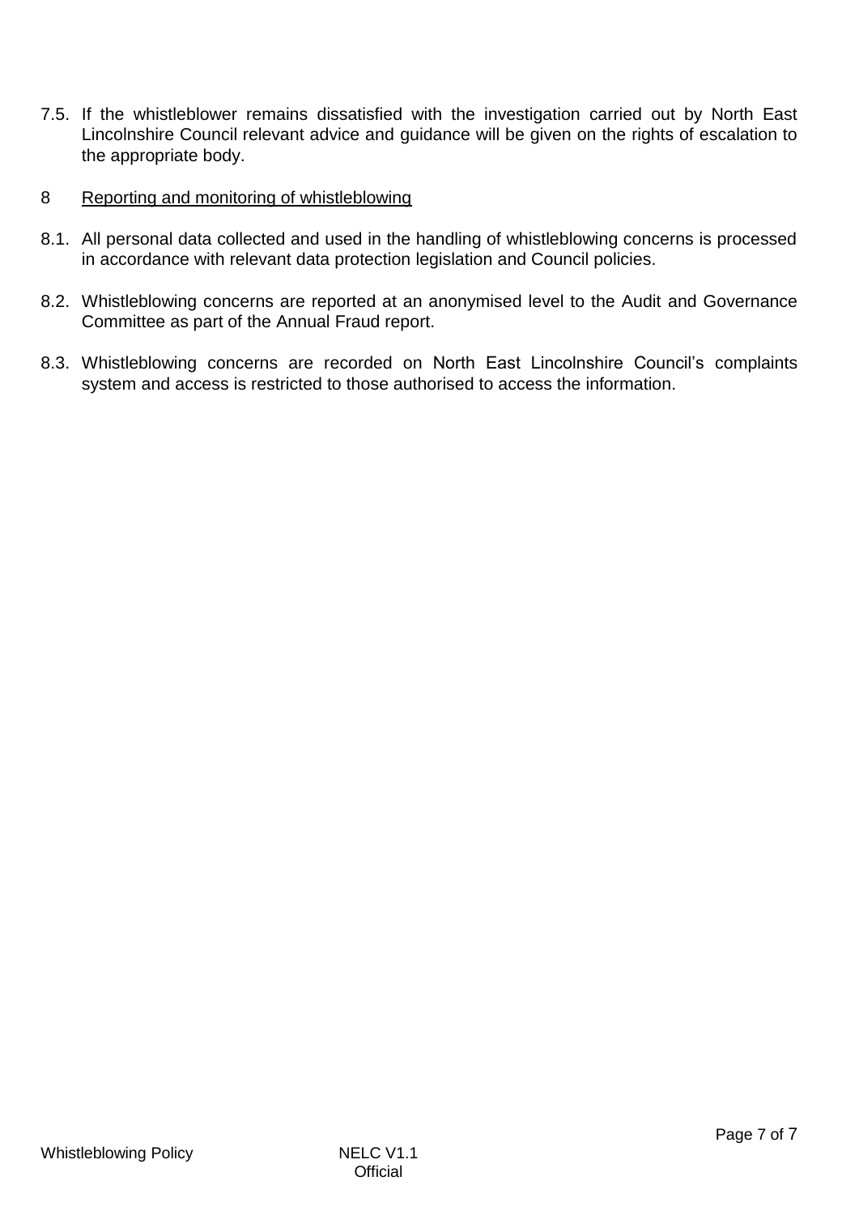7.5. If the whistleblower remains dissatisfied with the investigation carried out by North East Lincolnshire Council relevant advice and guidance will be given on the rights of escalation to the appropriate body.

## 8 Reporting and monitoring of whistleblowing

8.1. All personal data collected and used in the handling of whistleblowing concerns is processed in accordance with relevant data protection legislation and Council policies.

8.2. Whistleblowing concerns are reported at an anonymised level to the Audit and Governance Committee as part of the Annual Fraud report.

8.3. Whistleblowing concerns are recorded on North East Lincolnshire Council's complaints system and access is restricted to those authorised to access the information.